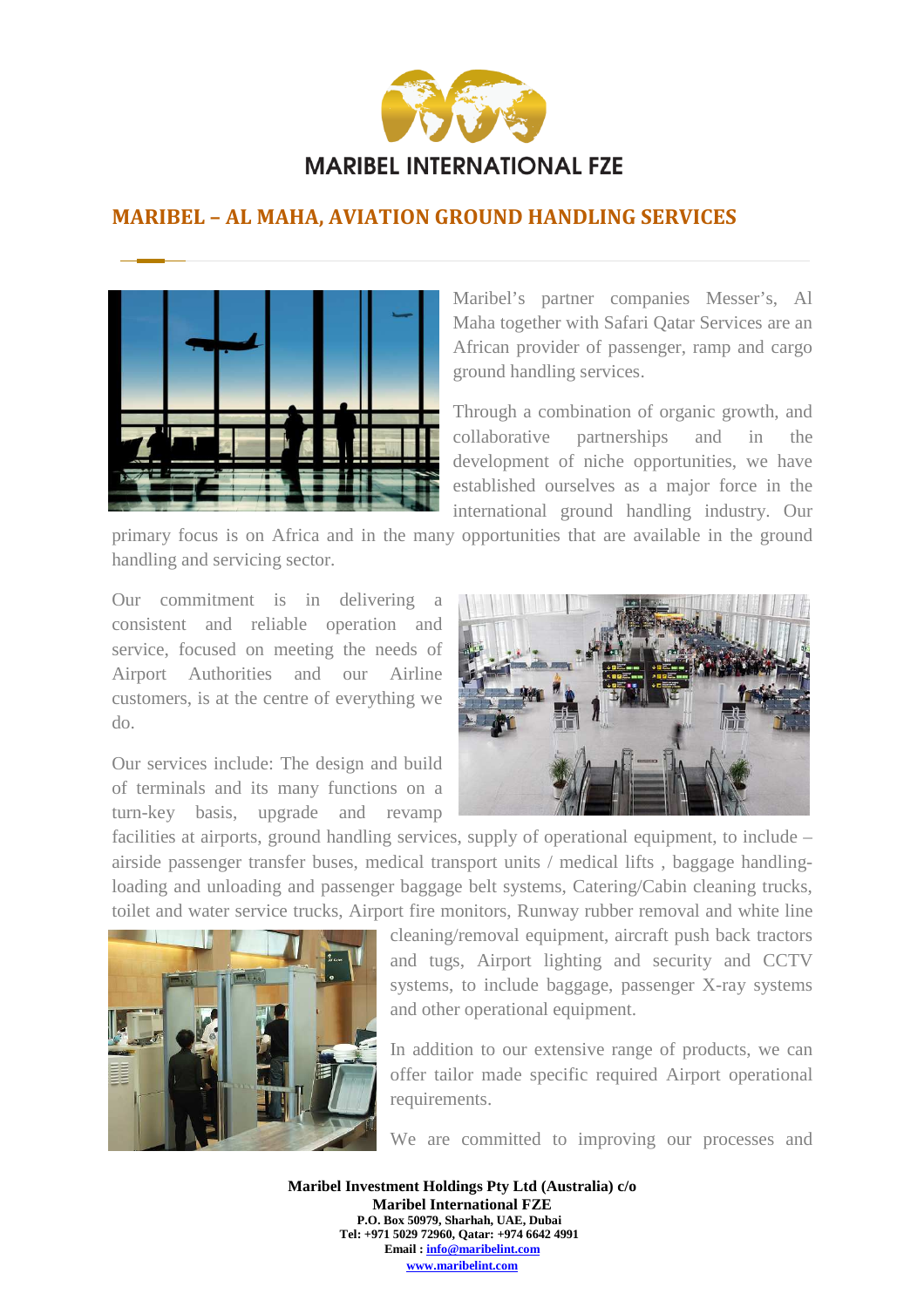# MARIBEL INTERNATIONAL FZE

## MARIBEL – AL MAHA, AVIATION GROUND HANDLING SERVICES

Maribel's partner companies Messer's, Al Maha together with Safari Qatar Services are an African provider of passenger, ramp and cargo ground handling services.

Through a combination of organic growth, and collaborative partnerships and in the development of niche opportunities, we have established ourselves as a major force in the international ground handling industry. Our primary focus is on Africa and in the many opportunities that are available in the ground handling and servicing sector.

Our commitment is in delivering a consistent and reliable operation and service, focused on meeting the needs of Airport Authorities and our Airline customers, is at the centre of everything we do.

Our services include: The design and build of terminals and its many functions on a turn-key basis, upgrade and revamp facilities at airports, ground handling services, supply of operational equipment, to include – airside passenger transfer buses, medical transport units / medical lifts , baggage handling- loading and unloading and passenger baggage belt systems, Catering/Cabin cleaning trucks, toilet and water service trucks, Airport fire monitors, Runway rubber removal and white line cleaning/removal equipment, aircraft push back tractors and tugs, Airport lighting and security and CCTV systems, to include baggage, passenger X-ray systems and other operational equipment.

In addition to our extensive range of products, we can offer tailor made specific required Airport operational requirements.

We are committed to improving our processes and

**Maribel Investment Holdings Pty Ltd (Australia) c/o**
**Maribel International FZE**
**P.O. Box 50979, Sharhah, UAE, Dubai**
**Tel: +971 5029 72960, Qatar: +974 6642 4991**
**Email : info@maribelint.com**
**www.maribelint.com**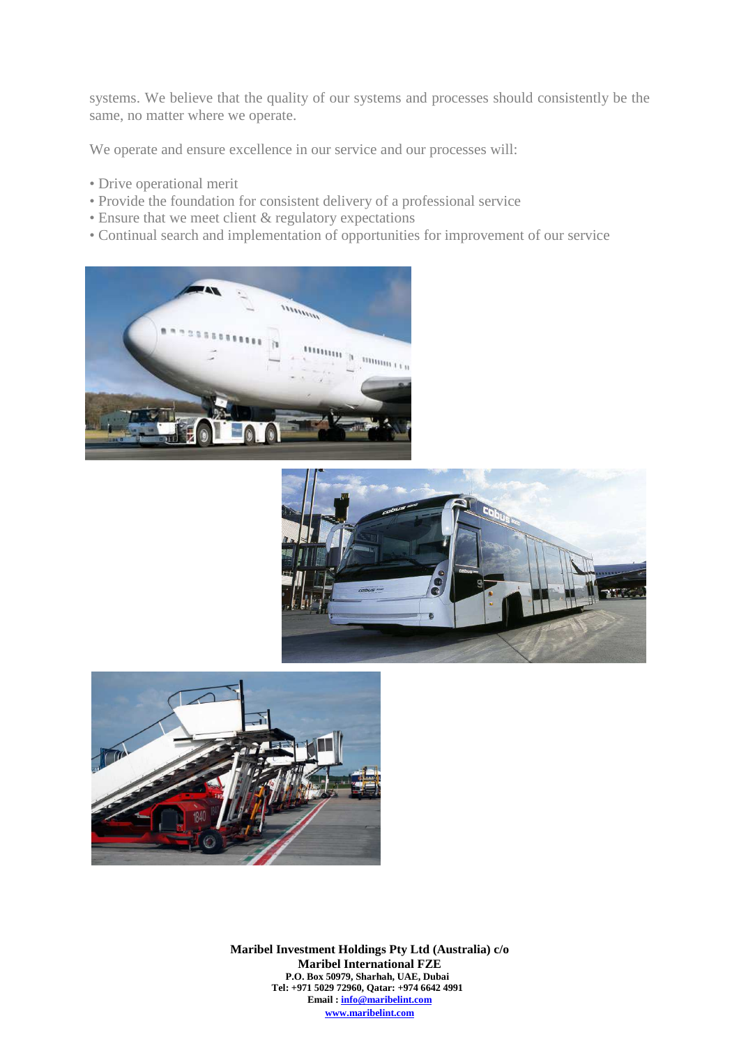systems. We believe that the quality of our systems and processes should consistently be the same, no matter where we operate.

We operate and ensure excellence in our service and our processes will:

- Drive operational merit
- Provide the foundation for consistent delivery of a professional service
- Ensure that we meet client & regulatory expectations
- Continual search and implementation of opportunities for improvement of our service

**Maribel Investment Holdings Pty Ltd (Australia) c/o**
**Maribel International FZE**
**P.O. Box 50979, Sharhah, UAE, Dubai**
**Tel: +971 5029 72960, Qatar: +974 6642 4991**
**Email : info@maribelint.com**
**www.maribelint.com**